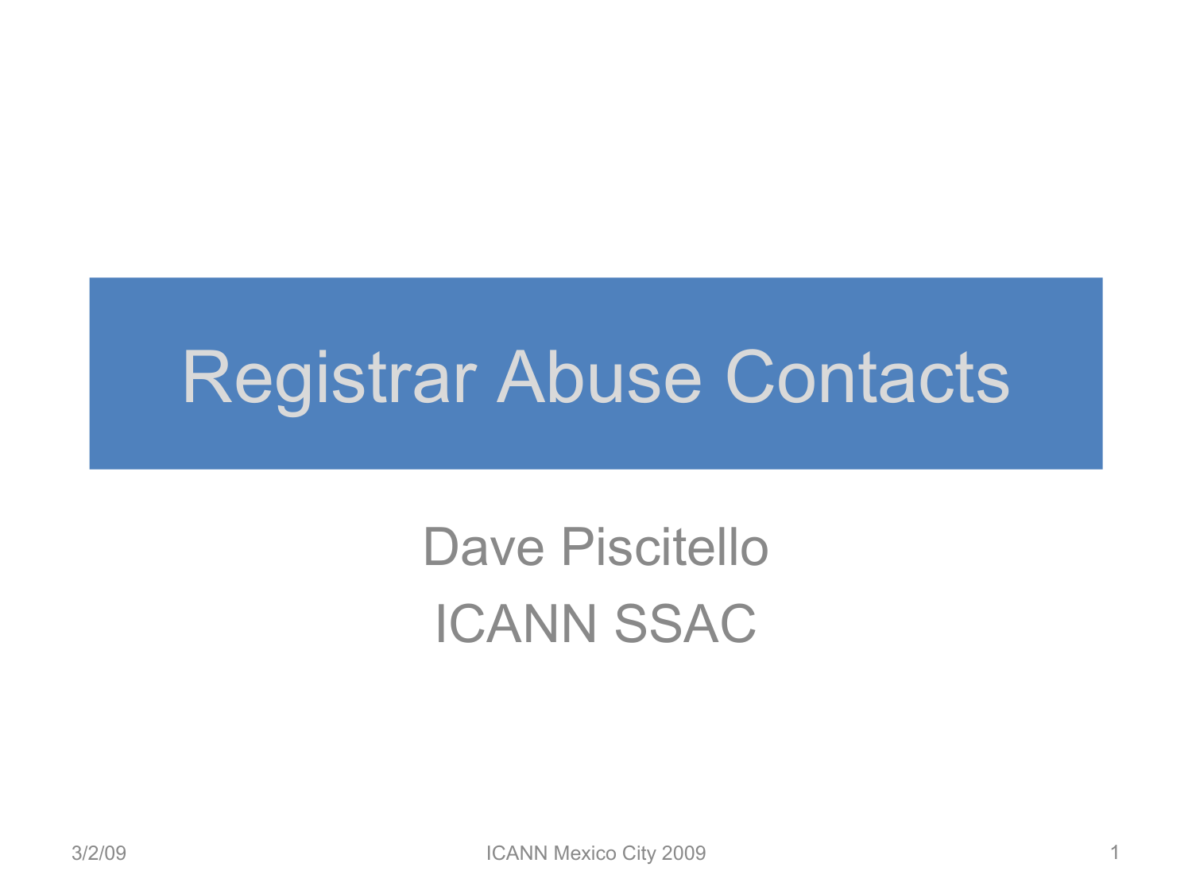# Registrar Abuse Contacts

Dave Piscitello

ICANN SSAC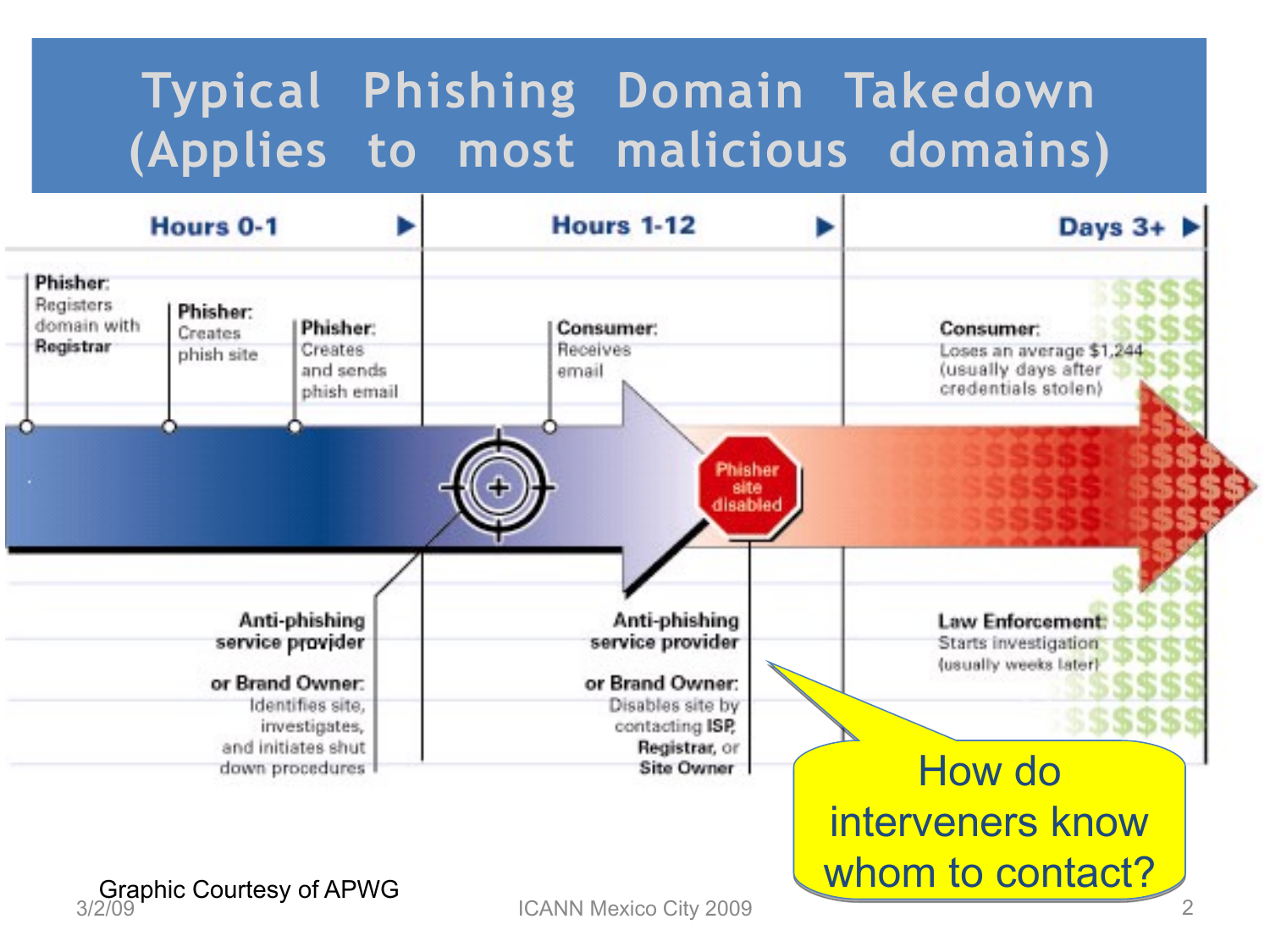# Typical Phishing Domain Takedown (Applies to most malicious domains)

**Hours 0-1** ▶

**Phisher:** Registers domain with **Registrar**

**Phisher:** Creates phish site

**Phisher:** Creates and sends phish email

**Anti-phishing service provider or Brand Owner:** Identifies site, investigates, and initiates shut down procedures

**Hours 1-12** ▶

**Consumer:** Receives email

Phisher site disabled

**Anti-phishing service provider or Brand Owner:** Disables site by contacting **ISP**, **Registrar**, or **Site Owner**

**Days 3+** ▶

**Consumer:** Loses an average $1,244 (usually days after credentials stolen)

**Law Enforcement:** Starts investigation (usually weeks later)

How do interveners know whom to contact?

Graphic Courtesy of APWG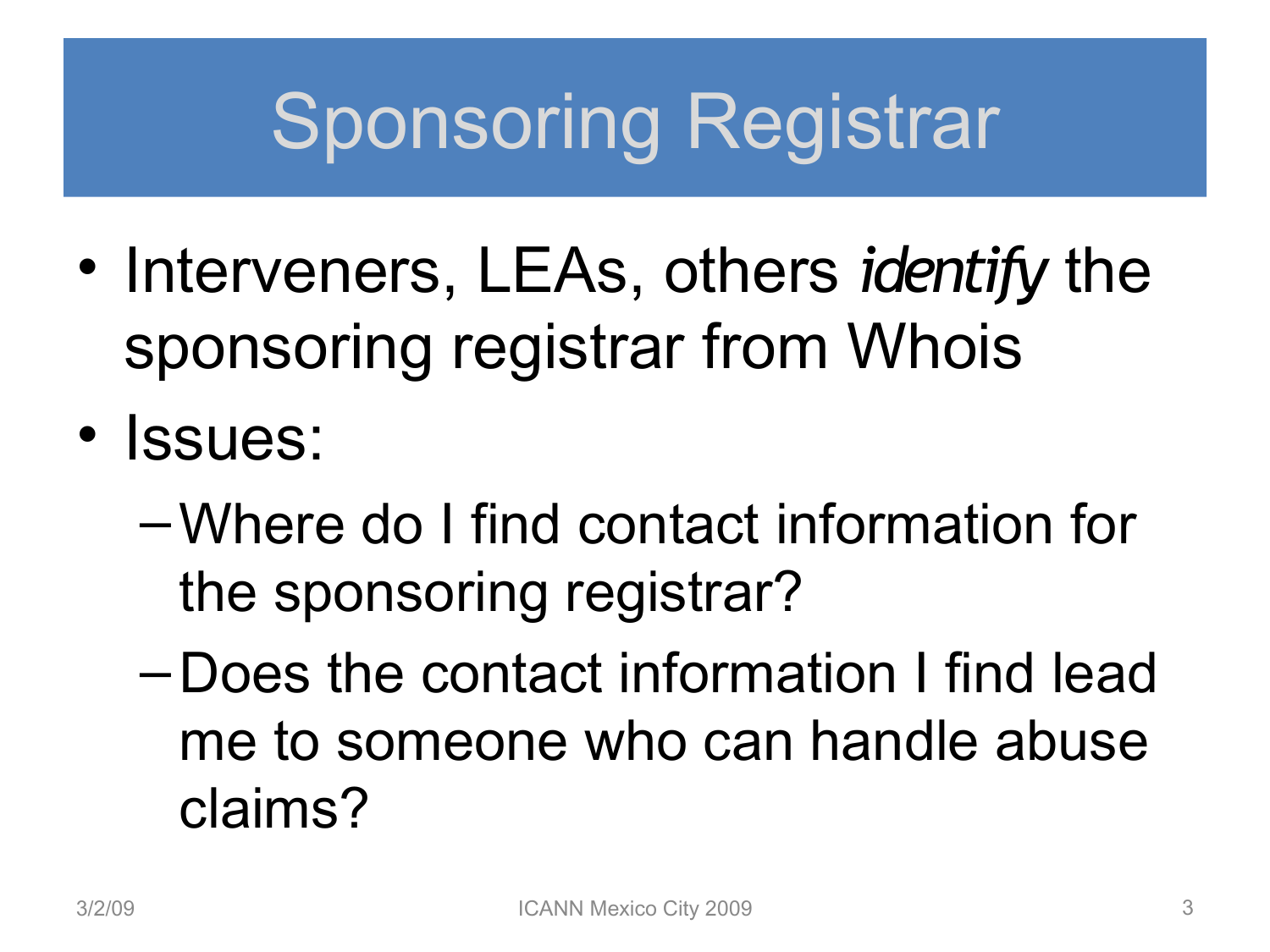# Sponsoring Registrar

- Interveners, LEAs, others *identify* the sponsoring registrar from Whois
- Issues:
  - Where do I find contact information for the sponsoring registrar?
  - Does the contact information I find lead me to someone who can handle abuse claims?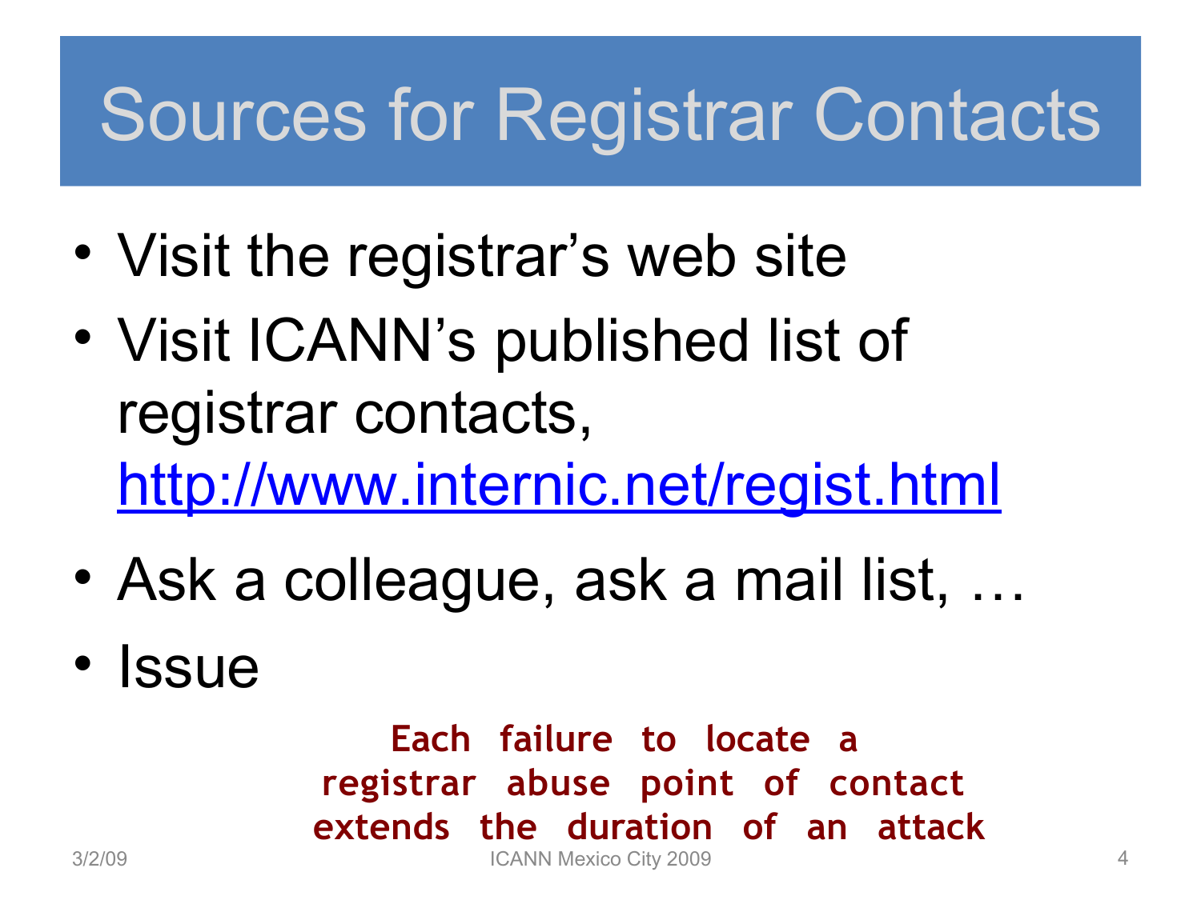# Sources for Registrar Contacts

- Visit the registrar's web site
- Visit ICANN's published list of registrar contacts, http://www.internic.net/regist.html
- Ask a colleague, ask a mail list, …
- Issue

**Each failure to locate a registrar abuse point of contact extends the duration of an attack**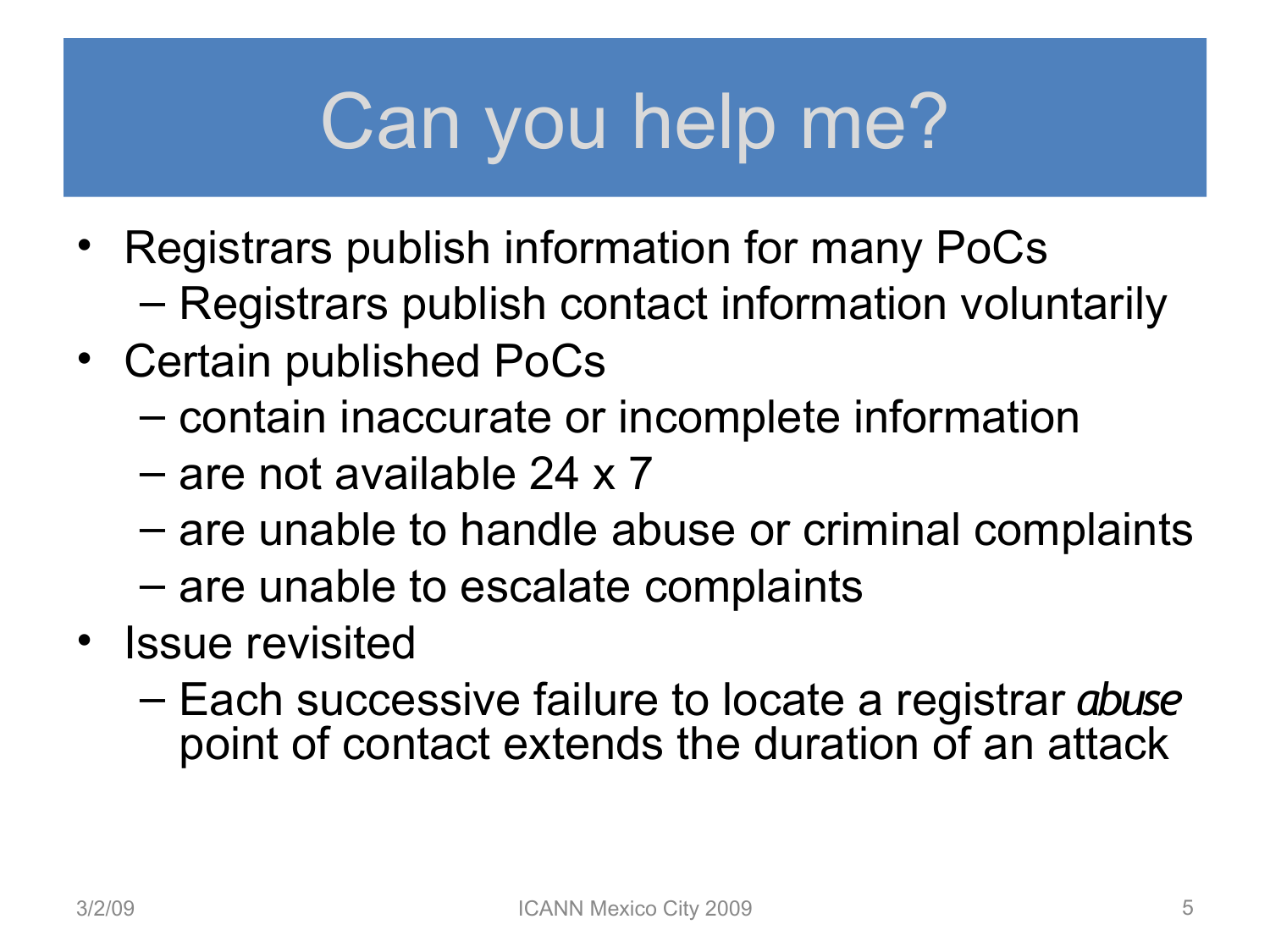# Can you help me?

- Registrars publish information for many PoCs
  - Registrars publish contact information voluntarily
- Certain published PoCs
  - contain inaccurate or incomplete information
  - are not available 24 x 7
  - are unable to handle abuse or criminal complaints
  - are unable to escalate complaints
- Issue revisited
  - Each successive failure to locate a registrar *abuse* point of contact extends the duration of an attack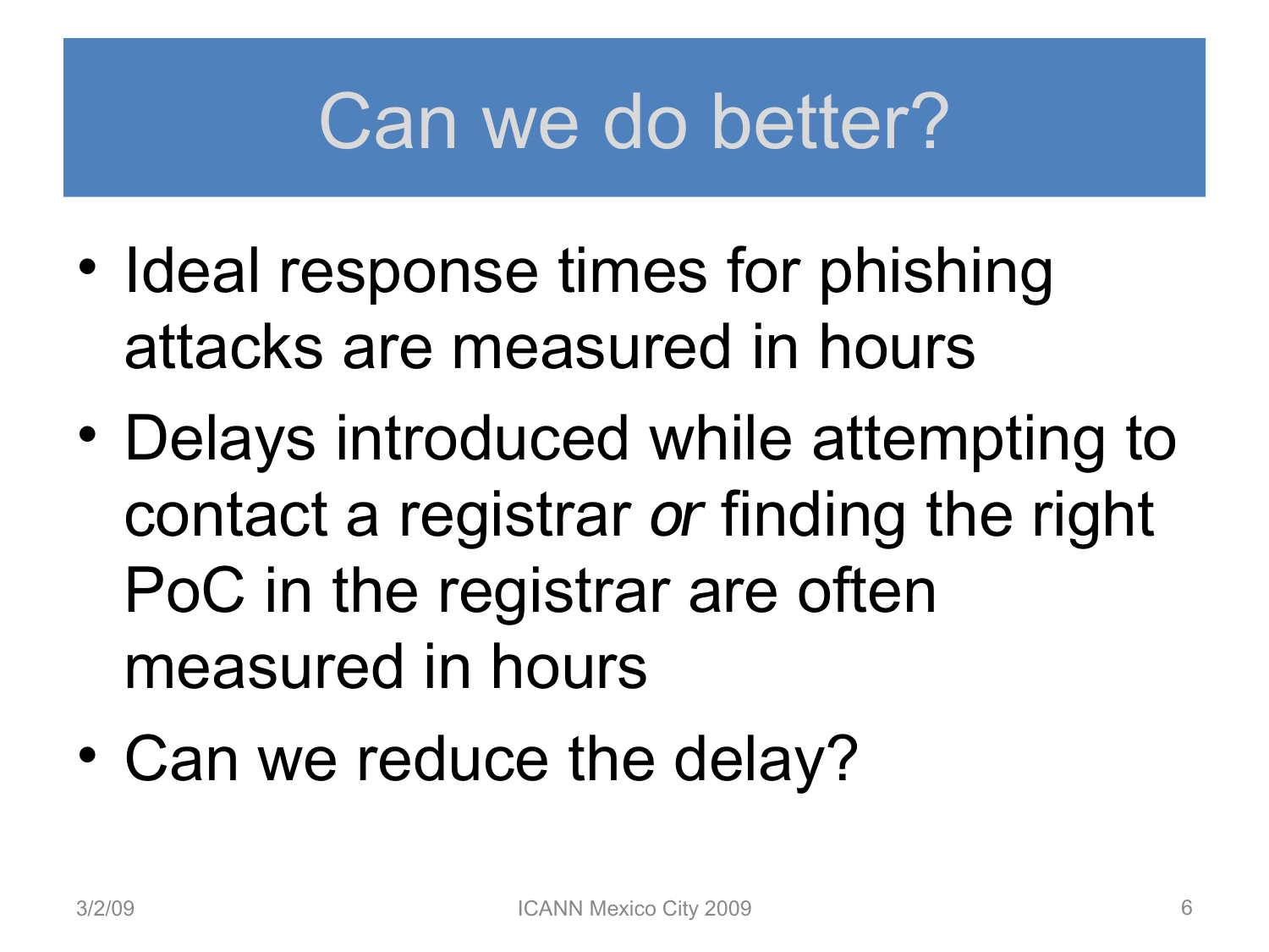# Can we do better?

- Ideal response times for phishing attacks are measured in hours
- Delays introduced while attempting to contact a registrar *or* finding the right PoC in the registrar are often measured in hours
- Can we reduce the delay?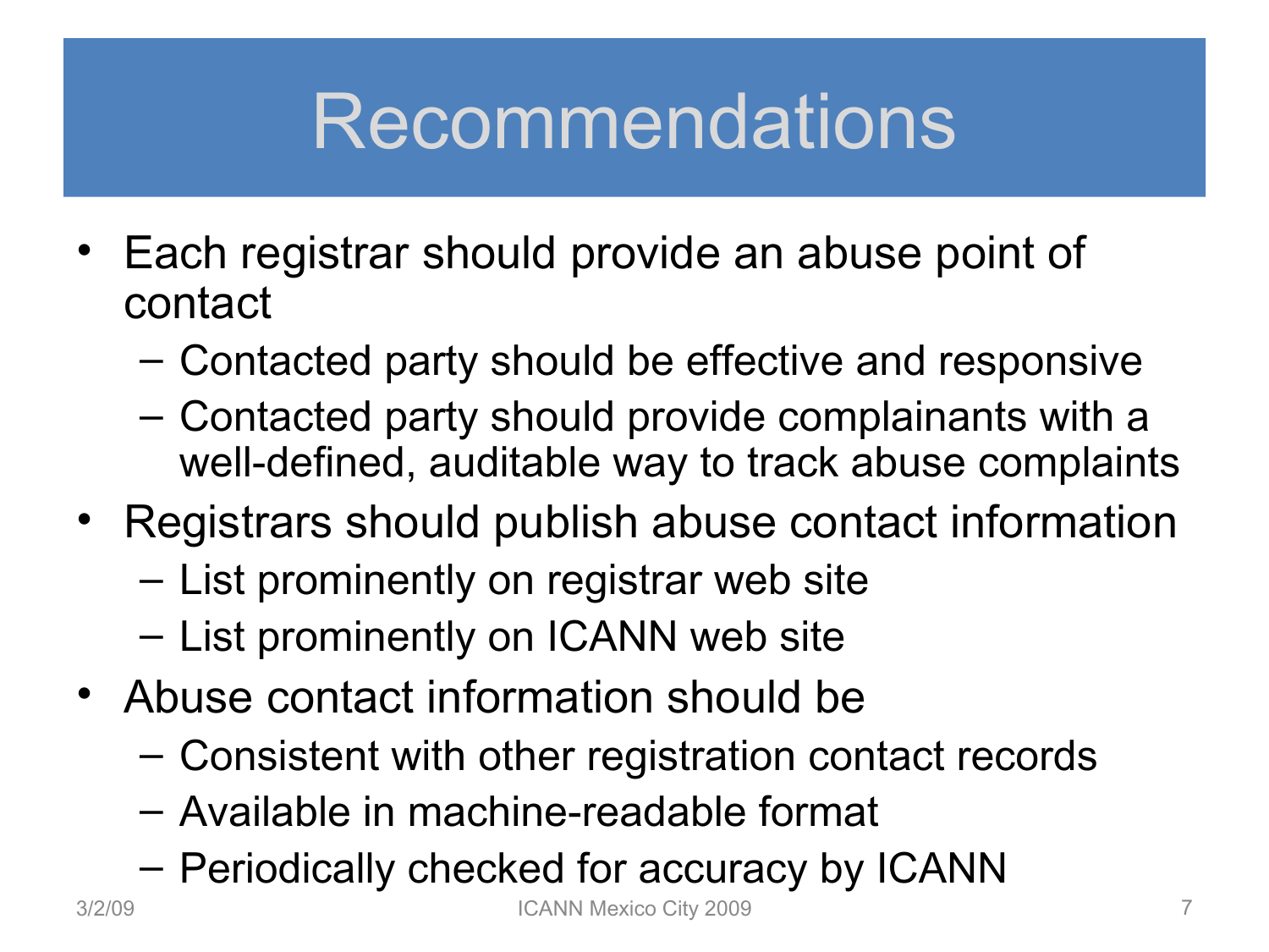# Recommendations

- Each registrar should provide an abuse point of contact
  - Contacted party should be effective and responsive
  - Contacted party should provide complainants with a well-defined, auditable way to track abuse complaints
- Registrars should publish abuse contact information
  - List prominently on registrar web site
  - List prominently on ICANN web site
- Abuse contact information should be
  - Consistent with other registration contact records
  - Available in machine-readable format
  - Periodically checked for accuracy by ICANN